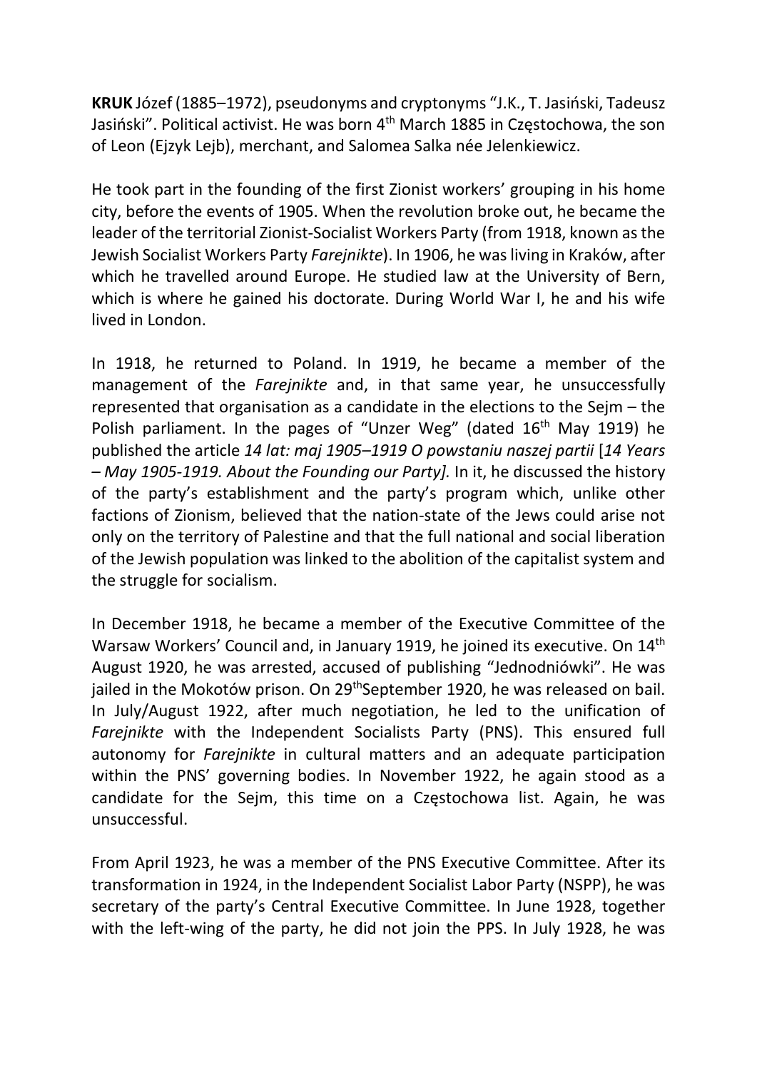**KRUK** Józef (1885–1972), pseudonyms and cryptonyms "J.K., T. Jasiński, Tadeusz Jasiński". Political activist. He was born 4th March 1885 in Częstochowa, the son of Leon (Ejzyk Lejb), merchant, and Salomea Salka née Jelenkiewicz.

He took part in the founding of the first Zionist workers' grouping in his home city, before the events of 1905. When the revolution broke out, he became the leader of the territorial Zionist-Socialist Workers Party (from 1918, known as the Jewish Socialist Workers Party *Farejnikte*). In 1906, he was living in Kraków, after which he travelled around Europe. He studied law at the University of Bern, which is where he gained his doctorate. During World War I, he and his wife lived in London.

In 1918, he returned to Poland. In 1919, he became a member of the management of the *Farejnikte* and, in that same year, he unsuccessfully represented that organisation as a candidate in the elections to the Sejm – the Polish parliament. In the pages of "Unzer Weg" (dated 16th May 1919) he published the article *14 lat: maj 1905–1919 O powstaniu naszej partii* [*14 Years – May 1905-1919. About the Founding our Party].* In it, he discussed the history of the party's establishment and the party's program which, unlike other factions of Zionism, believed that the nation-state of the Jews could arise not only on the territory of Palestine and that the full national and social liberation of the Jewish population was linked to the abolition of the capitalist system and the struggle for socialism.

In December 1918, he became a member of the Executive Committee of the Warsaw Workers' Council and, in January 1919, he joined its executive. On 14th August 1920, he was arrested, accused of publishing "Jednodniówki". He was jailed in the Mokotów prison. On 29thSeptember 1920, he was released on bail. In July/August 1922, after much negotiation, he led to the unification of *Farejnikte* with the Independent Socialists Party (PNS). This ensured full autonomy for *Farejnikte* in cultural matters and an adequate participation within the PNS' governing bodies. In November 1922, he again stood as a candidate for the Sejm, this time on a Częstochowa list. Again, he was unsuccessful.

From April 1923, he was a member of the PNS Executive Committee. After its transformation in 1924, in the Independent Socialist Labor Party (NSPP), he was secretary of the party's Central Executive Committee. In June 1928, together with the left-wing of the party, he did not join the PPS. In July 1928, he was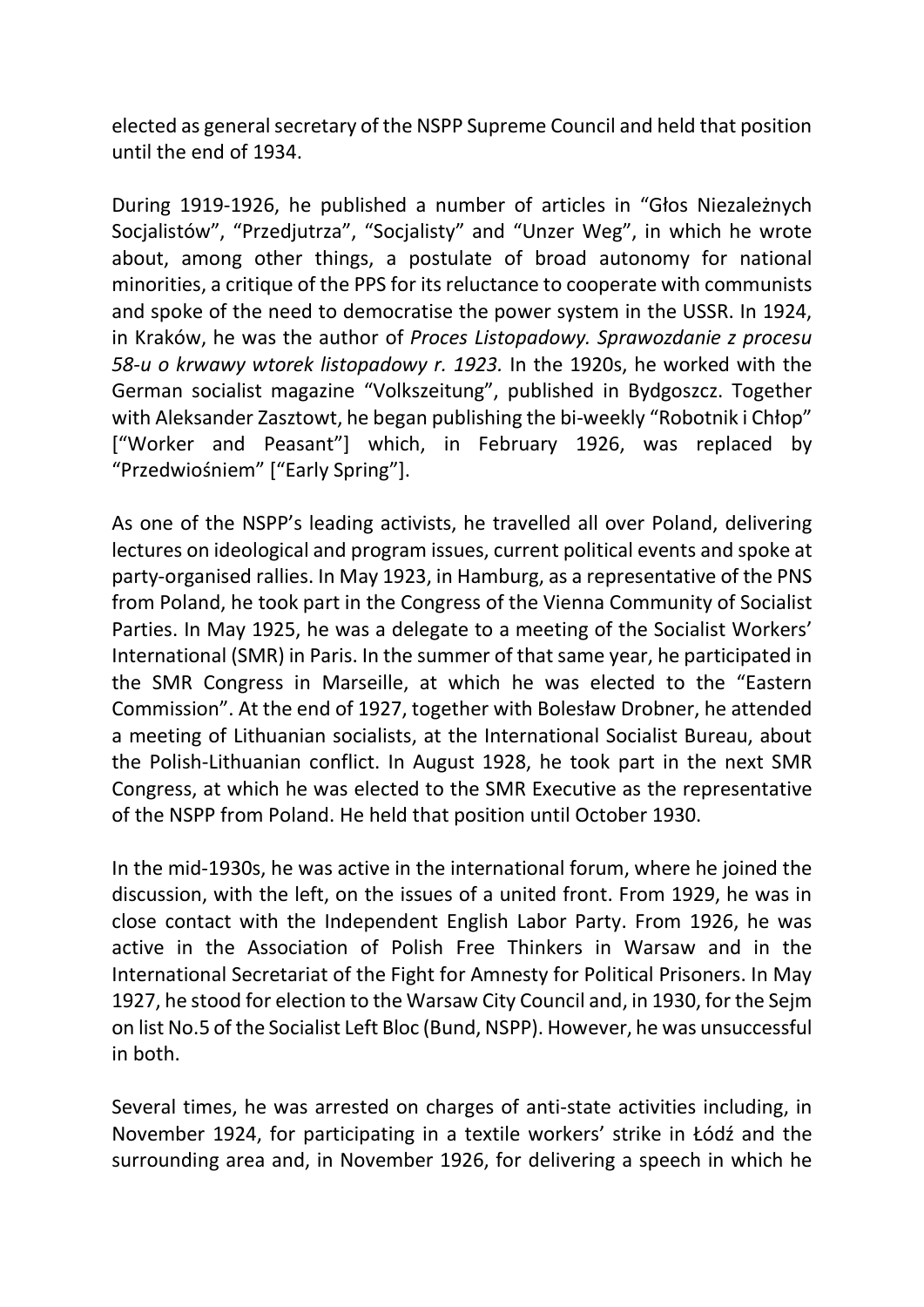elected as general secretary of the NSPP Supreme Council and held that position until the end of 1934.

During 1919-1926, he published a number of articles in "Głos Niezależnych Socjalistów", "Przedjutrza", "Socjalisty" and "Unzer Weg", in which he wrote about, among other things, a postulate of broad autonomy for national minorities, a critique of the PPS for its reluctance to cooperate with communists and spoke of the need to democratise the power system in the USSR. In 1924, in Kraków, he was the author of *Proces Listopadowy. Sprawozdanie z procesu 58-u o krwawy wtorek listopadowy r. 1923.* In the 1920s, he worked with the German socialist magazine "Volkszeitung", published in Bydgoszcz. Together with Aleksander Zasztowt, he began publishing the bi-weekly "Robotnik i Chłop" ["Worker and Peasant"] which, in February 1926, was replaced by "Przedwiośniem" ["Early Spring"].

As one of the NSPP's leading activists, he travelled all over Poland, delivering lectures on ideological and program issues, current political events and spoke at party-organised rallies. In May 1923, in Hamburg, as a representative of the PNS from Poland, he took part in the Congress of the Vienna Community of Socialist Parties. In May 1925, he was a delegate to a meeting of the Socialist Workers' International (SMR) in Paris. In the summer of that same year, he participated in the SMR Congress in Marseille, at which he was elected to the "Eastern Commission". At the end of 1927, together with Bolesław Drobner, he attended a meeting of Lithuanian socialists, at the International Socialist Bureau, about the Polish-Lithuanian conflict. In August 1928, he took part in the next SMR Congress, at which he was elected to the SMR Executive as the representative of the NSPP from Poland. He held that position until October 1930.

In the mid-1930s, he was active in the international forum, where he joined the discussion, with the left, on the issues of a united front. From 1929, he was in close contact with the Independent English Labor Party. From 1926, he was active in the Association of Polish Free Thinkers in Warsaw and in the International Secretariat of the Fight for Amnesty for Political Prisoners. In May 1927, he stood for election to the Warsaw City Council and, in 1930, for the Sejm on list No.5 of the Socialist Left Bloc (Bund, NSPP). However, he was unsuccessful in both.

Several times, he was arrested on charges of anti-state activities including, in November 1924, for participating in a textile workers' strike in Łódź and the surrounding area and, in November 1926, for delivering a speech in which he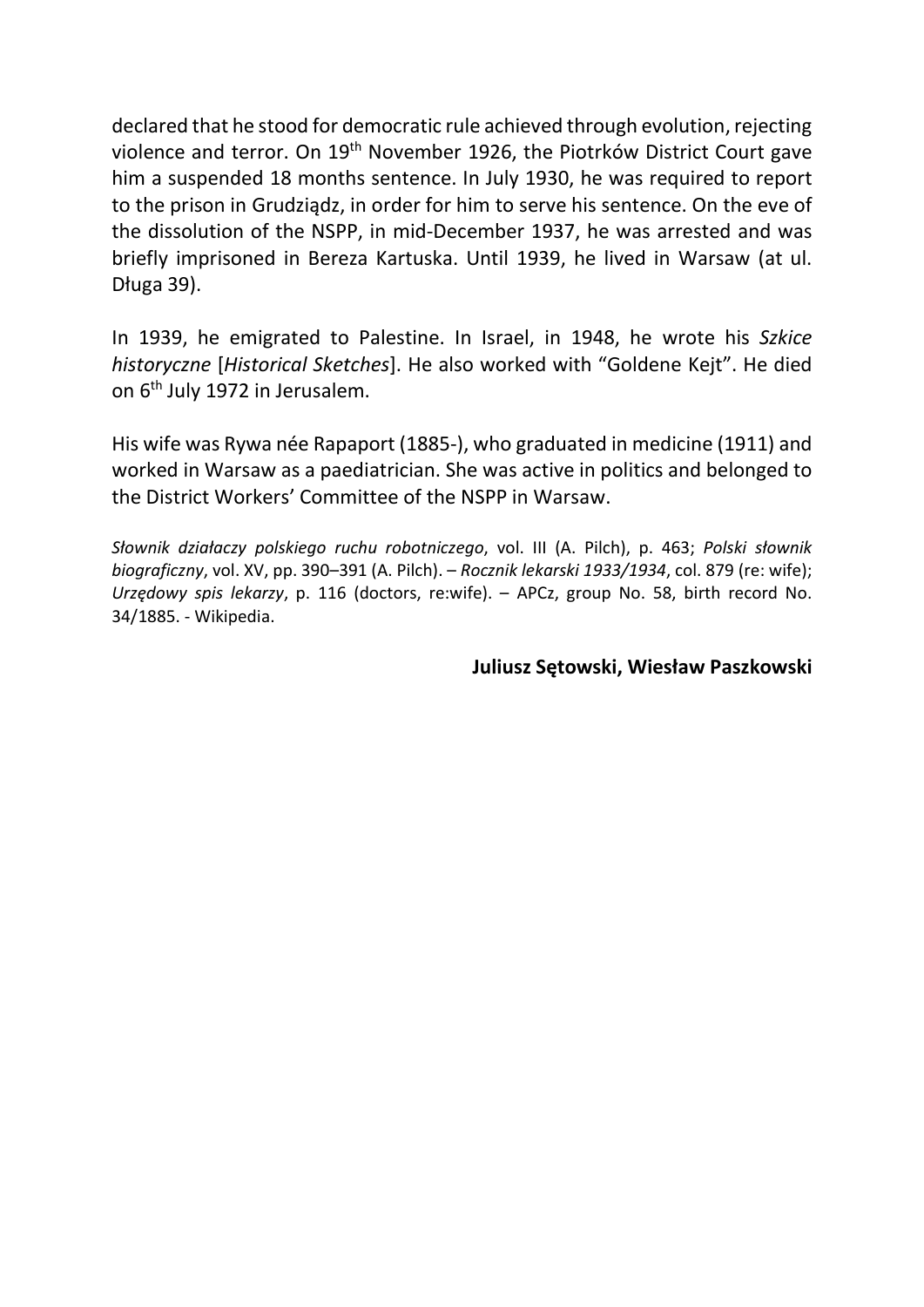declared that he stood for democratic rule achieved through evolution, rejecting violence and terror. On 19th November 1926, the Piotrków District Court gave him a suspended 18 months sentence. In July 1930, he was required to report to the prison in Grudziądz, in order for him to serve his sentence. On the eve of the dissolution of the NSPP, in mid-December 1937, he was arrested and was briefly imprisoned in Bereza Kartuska. Until 1939, he lived in Warsaw (at ul. Długa 39).

In 1939, he emigrated to Palestine. In Israel, in 1948, he wrote his *Szkice historyczne* [*Historical Sketches*]. He also worked with "Goldene Kejt". He died on 6th July 1972 in Jerusalem.

His wife was Rywa née Rapaport (1885-), who graduated in medicine (1911) and worked in Warsaw as a paediatrician. She was active in politics and belonged to the District Workers' Committee of the NSPP in Warsaw.

*Słownik działaczy polskiego ruchu robotniczego*, vol. III (A. Pilch), p. 463; *Polski słownik biograficzny*, vol. XV, pp. 390–391 (A. Pilch). – *Rocznik lekarski 1933/1934*, col. 879 (re: wife); *Urzędowy spis lekarzy*, p. 116 (doctors, re:wife). – APCz, group No. 58, birth record No. 34/1885. - Wikipedia.

**Juliusz Sętowski, Wiesław Paszkowski**